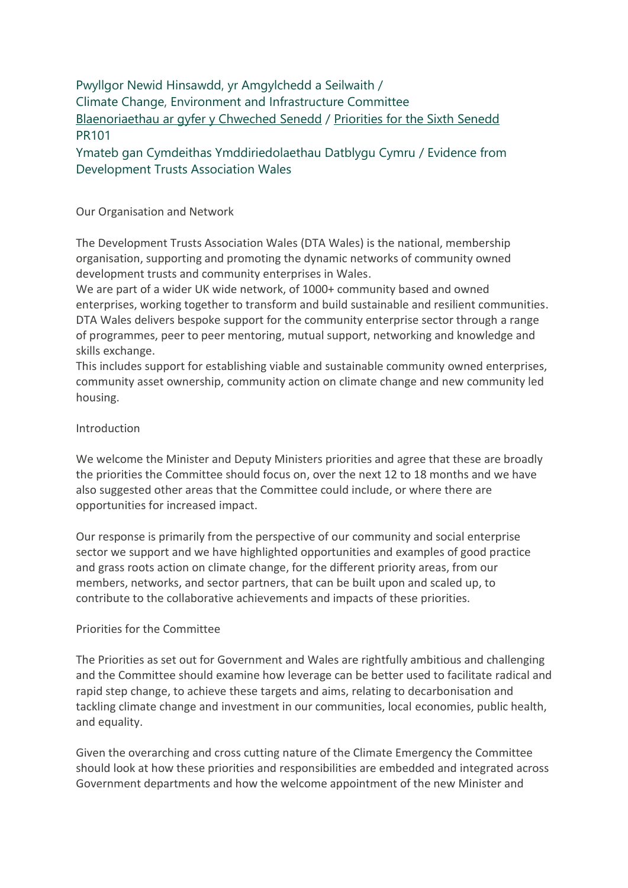Pwyllgor Newid Hinsawdd, yr Amgylchedd a Seilwaith /
Climate Change, Environment and Infrastructure Committee
Blaenoriaethau ar gyfer y Chweched Senedd / Priorities for the Sixth Senedd
PR101
Ymateb gan Cymdeithas Ymddiriedolaethau Datblygu Cymru / Evidence from Development Trusts Association Wales

## Our Organisation and Network

The Development Trusts Association Wales (DTA Wales) is the national, membership organisation, supporting and promoting the dynamic networks of community owned development trusts and community enterprises in Wales.
We are part of a wider UK wide network, of 1000+ community based and owned enterprises, working together to transform and build sustainable and resilient communities.
DTA Wales delivers bespoke support for the community enterprise sector through a range of programmes, peer to peer mentoring, mutual support, networking and knowledge and skills exchange.
This includes support for establishing viable and sustainable community owned enterprises, community asset ownership, community action on climate change and new community led housing.

## Introduction

We welcome the Minister and Deputy Ministers priorities and agree that these are broadly the priorities the Committee should focus on, over the next 12 to 18 months and we have also suggested other areas that the Committee could include, or where there are opportunities for increased impact.

Our response is primarily from the perspective of our community and social enterprise sector we support and we have highlighted opportunities and examples of good practice and grass roots action on climate change, for the different priority areas, from our members, networks, and sector partners, that can be built upon and scaled up, to contribute to the collaborative achievements and impacts of these priorities.

## Priorities for the Committee

The Priorities as set out for Government and Wales are rightfully ambitious and challenging and the Committee should examine how leverage can be better used to facilitate radical and rapid step change, to achieve these targets and aims, relating to decarbonisation and tackling climate change and investment in our communities, local economies, public health, and equality.

Given the overarching and cross cutting nature of the Climate Emergency the Committee should look at how these priorities and responsibilities are embedded and integrated across Government departments and how the welcome appointment of the new Minister and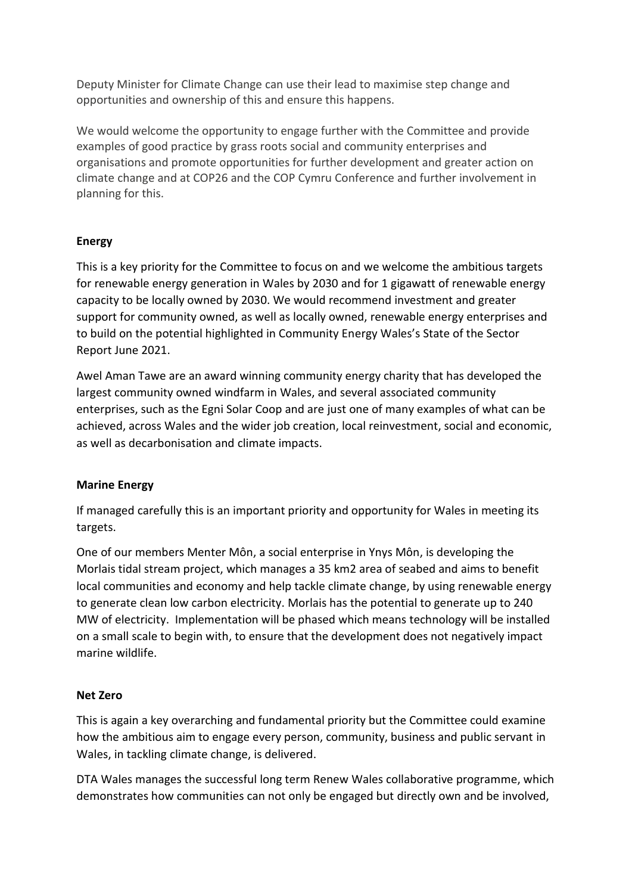Deputy Minister for Climate Change can use their lead to maximise step change and opportunities and ownership of this and ensure this happens.

We would welcome the opportunity to engage further with the Committee and provide examples of good practice by grass roots social and community enterprises and organisations and promote opportunities for further development and greater action on climate change and at COP26 and the COP Cymru Conference and further involvement in planning for this.

**Energy**

This is a key priority for the Committee to focus on and we welcome the ambitious targets for renewable energy generation in Wales by 2030 and for 1 gigawatt of renewable energy capacity to be locally owned by 2030. We would recommend investment and greater support for community owned, as well as locally owned, renewable energy enterprises and to build on the potential highlighted in Community Energy Wales's State of the Sector Report June 2021.

Awel Aman Tawe are an award winning community energy charity that has developed the largest community owned windfarm in Wales, and several associated community enterprises, such as the Egni Solar Coop and are just one of many examples of what can be achieved, across Wales and the wider job creation, local reinvestment, social and economic, as well as decarbonisation and climate impacts.

**Marine Energy**

If managed carefully this is an important priority and opportunity for Wales in meeting its targets.

One of our members Menter Môn, a social enterprise in Ynys Môn, is developing the Morlais tidal stream project, which manages a 35 km2 area of seabed and aims to benefit local communities and economy and help tackle climate change, by using renewable energy to generate clean low carbon electricity. Morlais has the potential to generate up to 240 MW of electricity. Implementation will be phased which means technology will be installed on a small scale to begin with, to ensure that the development does not negatively impact marine wildlife.

**Net Zero**

This is again a key overarching and fundamental priority but the Committee could examine how the ambitious aim to engage every person, community, business and public servant in Wales, in tackling climate change, is delivered.

DTA Wales manages the successful long term Renew Wales collaborative programme, which demonstrates how communities can not only be engaged but directly own and be involved,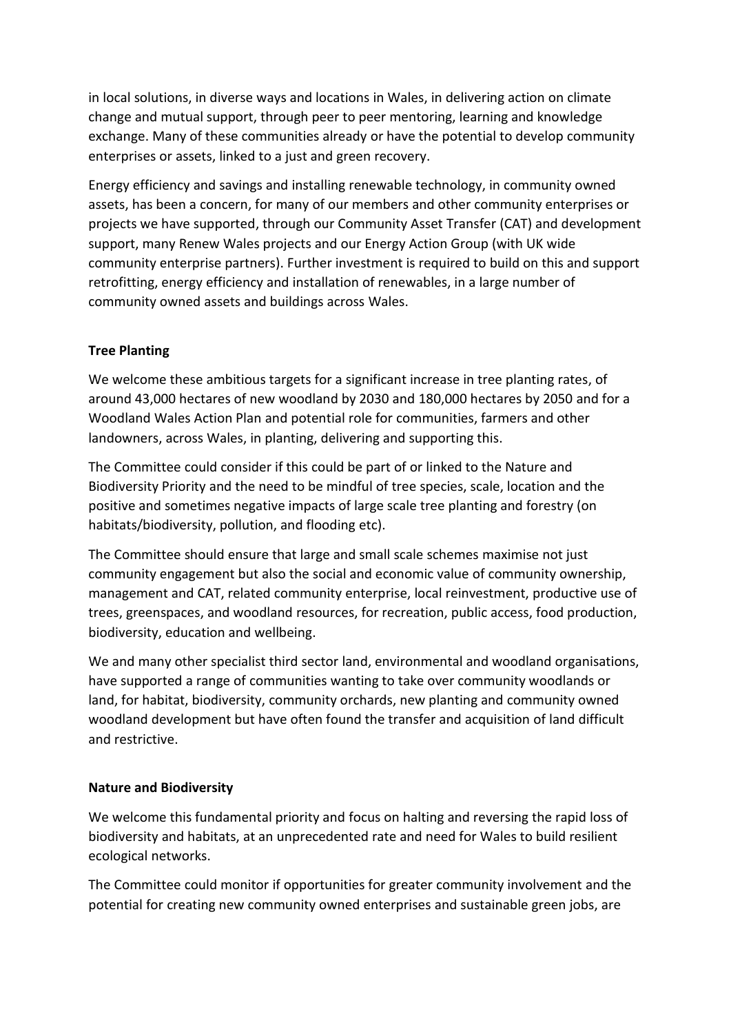in local solutions, in diverse ways and locations in Wales, in delivering action on climate change and mutual support, through peer to peer mentoring, learning and knowledge exchange. Many of these communities already or have the potential to develop community enterprises or assets, linked to a just and green recovery.

Energy efficiency and savings and installing renewable technology, in community owned assets, has been a concern, for many of our members and other community enterprises or projects we have supported, through our Community Asset Transfer (CAT) and development support, many Renew Wales projects and our Energy Action Group (with UK wide community enterprise partners). Further investment is required to build on this and support retrofitting, energy efficiency and installation of renewables, in a large number of community owned assets and buildings across Wales.

**Tree Planting**

We welcome these ambitious targets for a significant increase in tree planting rates, of around 43,000 hectares of new woodland by 2030 and 180,000 hectares by 2050 and for a Woodland Wales Action Plan and potential role for communities, farmers and other landowners, across Wales, in planting, delivering and supporting this.

The Committee could consider if this could be part of or linked to the Nature and Biodiversity Priority and the need to be mindful of tree species, scale, location and the positive and sometimes negative impacts of large scale tree planting and forestry (on habitats/biodiversity, pollution, and flooding etc).

The Committee should ensure that large and small scale schemes maximise not just community engagement but also the social and economic value of community ownership, management and CAT, related community enterprise, local reinvestment, productive use of trees, greenspaces, and woodland resources, for recreation, public access, food production, biodiversity, education and wellbeing.

We and many other specialist third sector land, environmental and woodland organisations, have supported a range of communities wanting to take over community woodlands or land, for habitat, biodiversity, community orchards, new planting and community owned woodland development but have often found the transfer and acquisition of land difficult and restrictive.

**Nature and Biodiversity**

We welcome this fundamental priority and focus on halting and reversing the rapid loss of biodiversity and habitats, at an unprecedented rate and need for Wales to build resilient ecological networks.

The Committee could monitor if opportunities for greater community involvement and the potential for creating new community owned enterprises and sustainable green jobs, are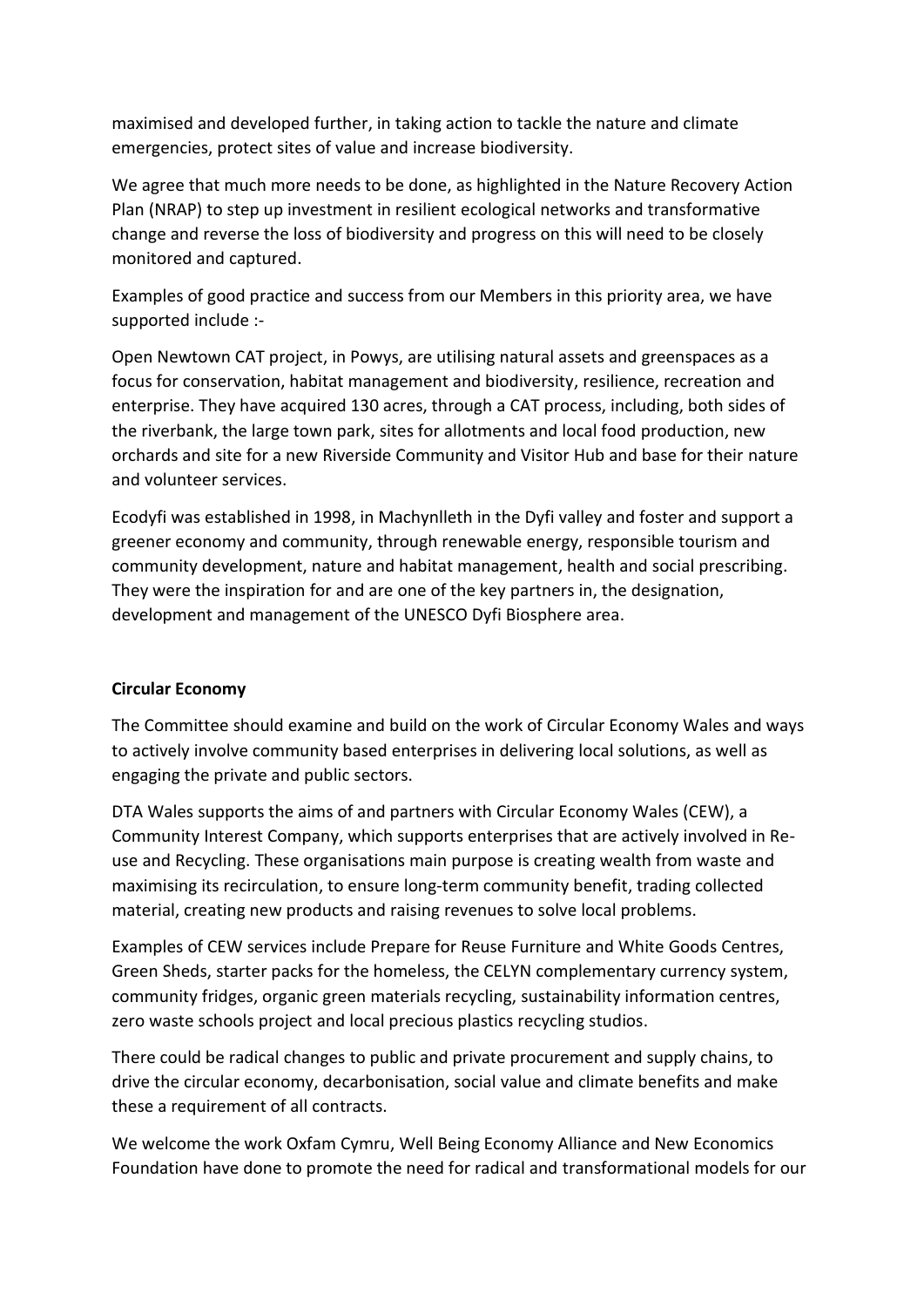maximised and developed further, in taking action to tackle the nature and climate emergencies, protect sites of value and increase biodiversity.

We agree that much more needs to be done, as highlighted in the Nature Recovery Action Plan (NRAP) to step up investment in resilient ecological networks and transformative change and reverse the loss of biodiversity and progress on this will need to be closely monitored and captured.

Examples of good practice and success from our Members in this priority area, we have supported include :-

Open Newtown CAT project, in Powys, are utilising natural assets and greenspaces as a focus for conservation, habitat management and biodiversity, resilience, recreation and enterprise. They have acquired 130 acres, through a CAT process, including, both sides of the riverbank, the large town park, sites for allotments and local food production, new orchards and site for a new Riverside Community and Visitor Hub and base for their nature and volunteer services.

Ecodyfi was established in 1998, in Machynlleth in the Dyfi valley and foster and support a greener economy and community, through renewable energy, responsible tourism and community development, nature and habitat management, health and social prescribing. They were the inspiration for and are one of the key partners in, the designation, development and management of the UNESCO Dyfi Biosphere area.

**Circular Economy**

The Committee should examine and build on the work of Circular Economy Wales and ways to actively involve community based enterprises in delivering local solutions, as well as engaging the private and public sectors.

DTA Wales supports the aims of and partners with Circular Economy Wales (CEW), a Community Interest Company, which supports enterprises that are actively involved in Re-use and Recycling. These organisations main purpose is creating wealth from waste and maximising its recirculation, to ensure long-term community benefit, trading collected material, creating new products and raising revenues to solve local problems.

Examples of CEW services include Prepare for Reuse Furniture and White Goods Centres, Green Sheds, starter packs for the homeless, the CELYN complementary currency system, community fridges, organic green materials recycling, sustainability information centres, zero waste schools project and local precious plastics recycling studios.

There could be radical changes to public and private procurement and supply chains, to drive the circular economy, decarbonisation, social value and climate benefits and make these a requirement of all contracts.

We welcome the work Oxfam Cymru, Well Being Economy Alliance and New Economics Foundation have done to promote the need for radical and transformational models for our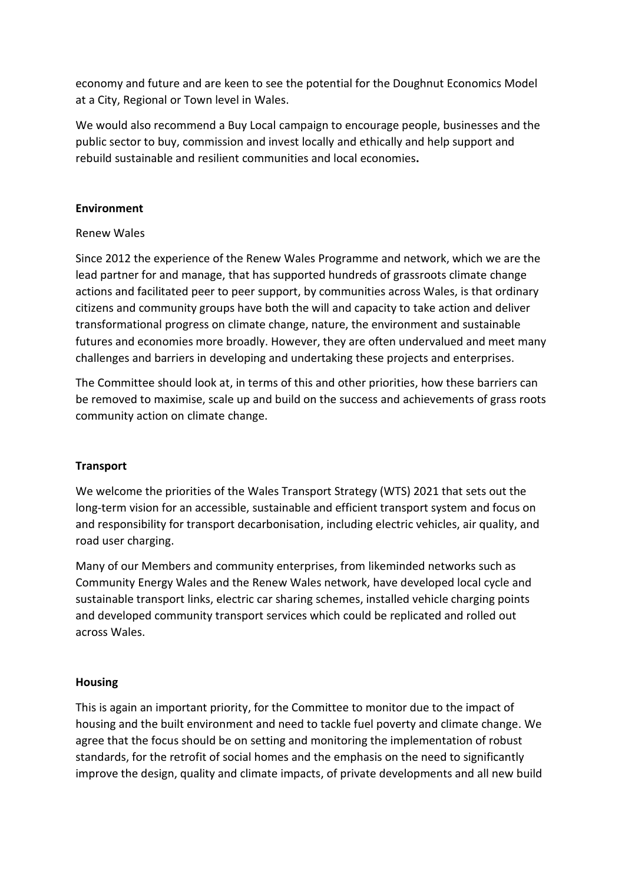economy and future and are keen to see the potential for the Doughnut Economics Model at a City, Regional or Town level in Wales.

We would also recommend a Buy Local campaign to encourage people, businesses and the public sector to buy, commission and invest locally and ethically and help support and rebuild sustainable and resilient communities and local economies**.**

**Environment**

Renew Wales

Since 2012 the experience of the Renew Wales Programme and network, which we are the lead partner for and manage, that has supported hundreds of grassroots climate change actions and facilitated peer to peer support, by communities across Wales, is that ordinary citizens and community groups have both the will and capacity to take action and deliver transformational progress on climate change, nature, the environment and sustainable futures and economies more broadly. However, they are often undervalued and meet many challenges and barriers in developing and undertaking these projects and enterprises.

The Committee should look at, in terms of this and other priorities, how these barriers can be removed to maximise, scale up and build on the success and achievements of grass roots community action on climate change.

**Transport**

We welcome the priorities of the Wales Transport Strategy (WTS) 2021 that sets out the long-term vision for an accessible, sustainable and efficient transport system and focus on and responsibility for transport decarbonisation, including electric vehicles, air quality, and road user charging.

Many of our Members and community enterprises, from likeminded networks such as Community Energy Wales and the Renew Wales network, have developed local cycle and sustainable transport links, electric car sharing schemes, installed vehicle charging points and developed community transport services which could be replicated and rolled out across Wales.

**Housing**

This is again an important priority, for the Committee to monitor due to the impact of housing and the built environment and need to tackle fuel poverty and climate change. We agree that the focus should be on setting and monitoring the implementation of robust standards, for the retrofit of social homes and the emphasis on the need to significantly improve the design, quality and climate impacts, of private developments and all new build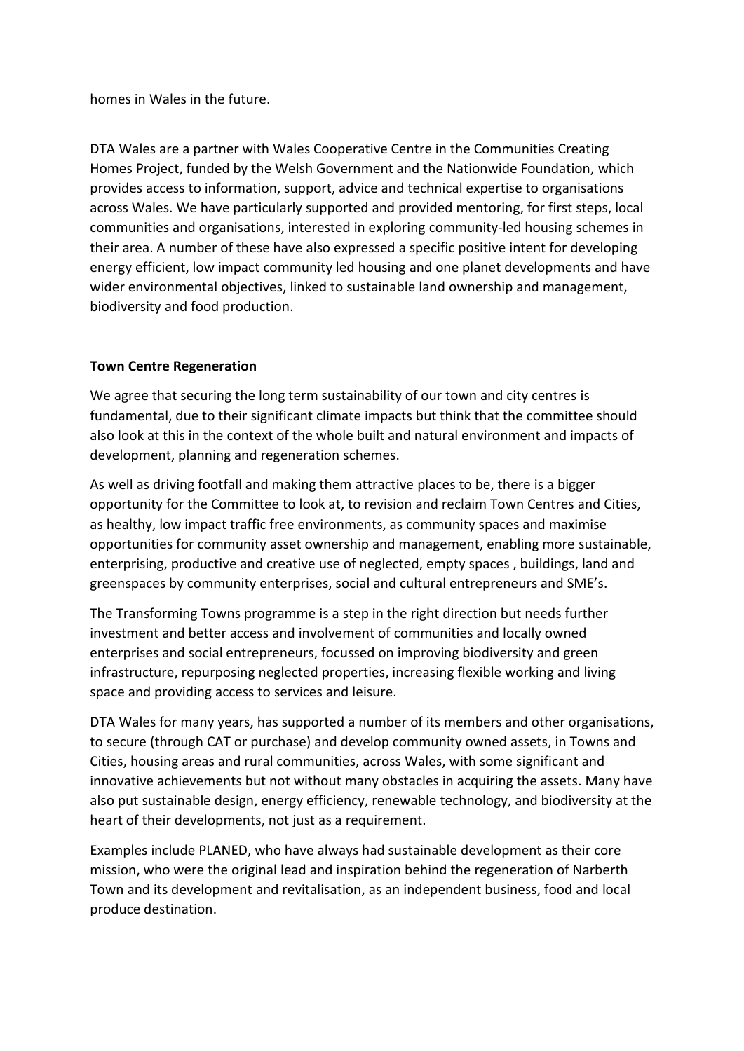homes in Wales in the future.

DTA Wales are a partner with Wales Cooperative Centre in the Communities Creating Homes Project, funded by the Welsh Government and the Nationwide Foundation, which provides access to information, support, advice and technical expertise to organisations across Wales. We have particularly supported and provided mentoring, for first steps, local communities and organisations, interested in exploring community-led housing schemes in their area. A number of these have also expressed a specific positive intent for developing energy efficient, low impact community led housing and one planet developments and have wider environmental objectives, linked to sustainable land ownership and management, biodiversity and food production.

**Town Centre Regeneration**

We agree that securing the long term sustainability of our town and city centres is fundamental, due to their significant climate impacts but think that the committee should also look at this in the context of the whole built and natural environment and impacts of development, planning and regeneration schemes.

As well as driving footfall and making them attractive places to be, there is a bigger opportunity for the Committee to look at, to revision and reclaim Town Centres and Cities, as healthy, low impact traffic free environments, as community spaces and maximise opportunities for community asset ownership and management, enabling more sustainable, enterprising, productive and creative use of neglected, empty spaces , buildings, land and greenspaces by community enterprises, social and cultural entrepreneurs and SME's.

The Transforming Towns programme is a step in the right direction but needs further investment and better access and involvement of communities and locally owned enterprises and social entrepreneurs, focussed on improving biodiversity and green infrastructure, repurposing neglected properties, increasing flexible working and living space and providing access to services and leisure.

DTA Wales for many years, has supported a number of its members and other organisations, to secure (through CAT or purchase) and develop community owned assets, in Towns and Cities, housing areas and rural communities, across Wales, with some significant and innovative achievements but not without many obstacles in acquiring the assets. Many have also put sustainable design, energy efficiency, renewable technology, and biodiversity at the heart of their developments, not just as a requirement.

Examples include PLANED, who have always had sustainable development as their core mission, who were the original lead and inspiration behind the regeneration of Narberth Town and its development and revitalisation, as an independent business, food and local produce destination.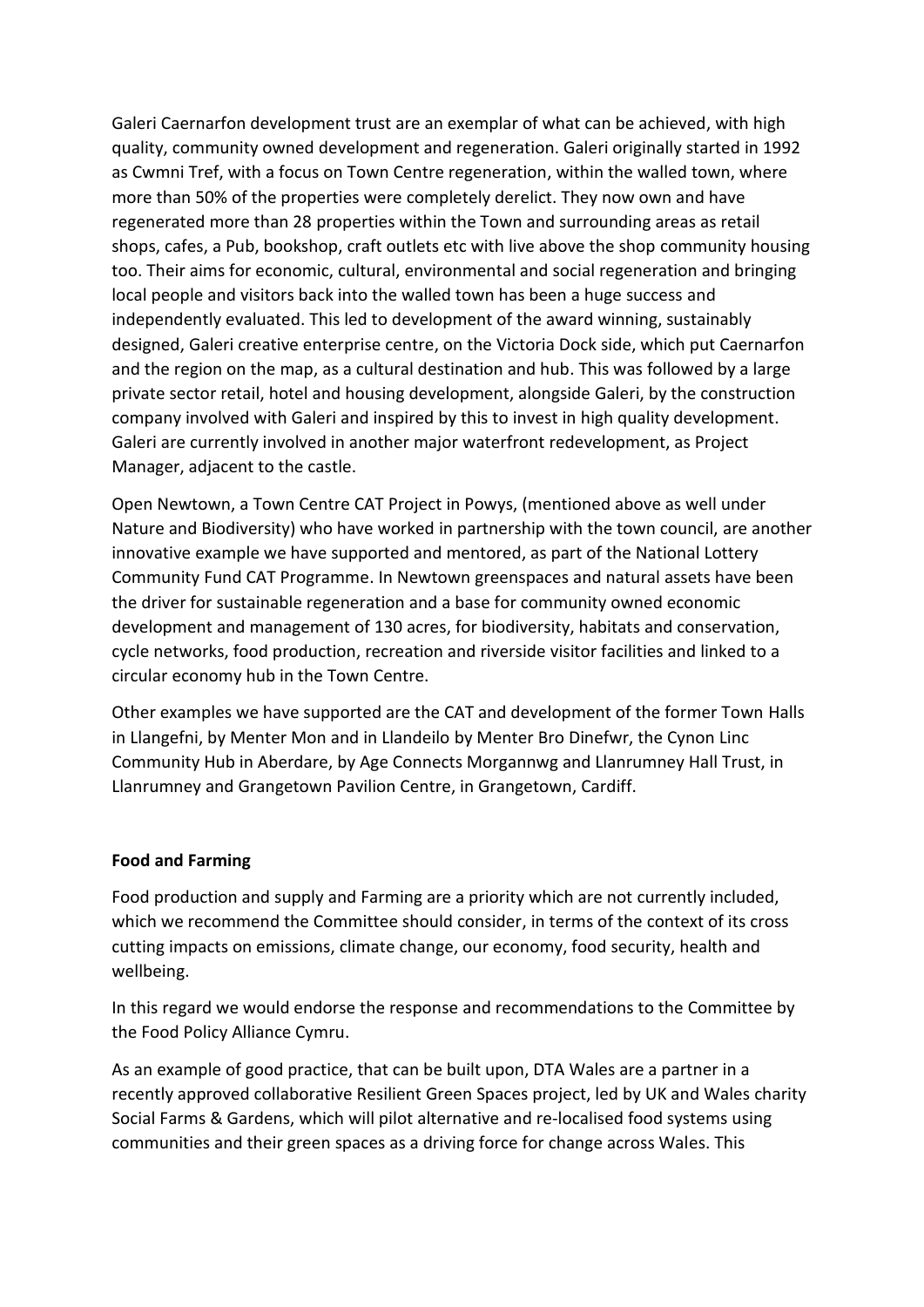Galeri Caernarfon development trust are an exemplar of what can be achieved, with high quality, community owned development and regeneration. Galeri originally started in 1992 as Cwmni Tref, with a focus on Town Centre regeneration, within the walled town, where more than 50% of the properties were completely derelict. They now own and have regenerated more than 28 properties within the Town and surrounding areas as retail shops, cafes, a Pub, bookshop, craft outlets etc with live above the shop community housing too. Their aims for economic, cultural, environmental and social regeneration and bringing local people and visitors back into the walled town has been a huge success and independently evaluated. This led to development of the award winning, sustainably designed, Galeri creative enterprise centre, on the Victoria Dock side, which put Caernarfon and the region on the map, as a cultural destination and hub. This was followed by a large private sector retail, hotel and housing development, alongside Galeri, by the construction company involved with Galeri and inspired by this to invest in high quality development. Galeri are currently involved in another major waterfront redevelopment, as Project Manager, adjacent to the castle.

Open Newtown, a Town Centre CAT Project in Powys, (mentioned above as well under Nature and Biodiversity) who have worked in partnership with the town council, are another innovative example we have supported and mentored, as part of the National Lottery Community Fund CAT Programme. In Newtown greenspaces and natural assets have been the driver for sustainable regeneration and a base for community owned economic development and management of 130 acres, for biodiversity, habitats and conservation, cycle networks, food production, recreation and riverside visitor facilities and linked to a circular economy hub in the Town Centre.

Other examples we have supported are the CAT and development of the former Town Halls in Llangefni, by Menter Mon and in Llandeilo by Menter Bro Dinefwr, the Cynon Linc Community Hub in Aberdare, by Age Connects Morgannwg and Llanrumney Hall Trust, in Llanrumney and Grangetown Pavilion Centre, in Grangetown, Cardiff.

**Food and Farming**

Food production and supply and Farming are a priority which are not currently included, which we recommend the Committee should consider, in terms of the context of its cross cutting impacts on emissions, climate change, our economy, food security, health and wellbeing.

In this regard we would endorse the response and recommendations to the Committee by the Food Policy Alliance Cymru.

As an example of good practice, that can be built upon, DTA Wales are a partner in a recently approved collaborative Resilient Green Spaces project, led by UK and Wales charity Social Farms & Gardens, which will pilot alternative and re-localised food systems using communities and their green spaces as a driving force for change across Wales. This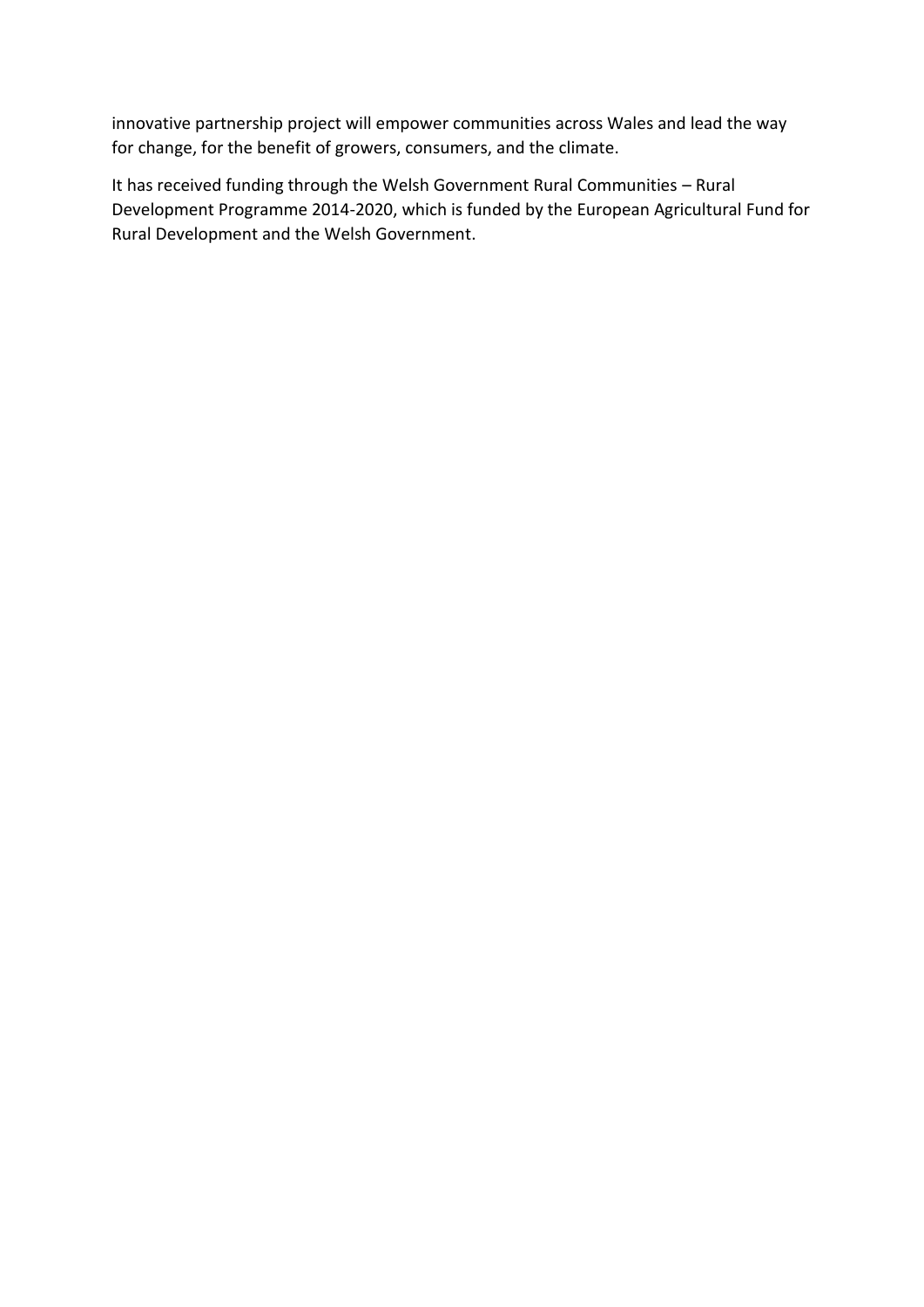innovative partnership project will empower communities across Wales and lead the way for change, for the benefit of growers, consumers, and the climate.

It has received funding through the Welsh Government Rural Communities – Rural Development Programme 2014-2020, which is funded by the European Agricultural Fund for Rural Development and the Welsh Government.